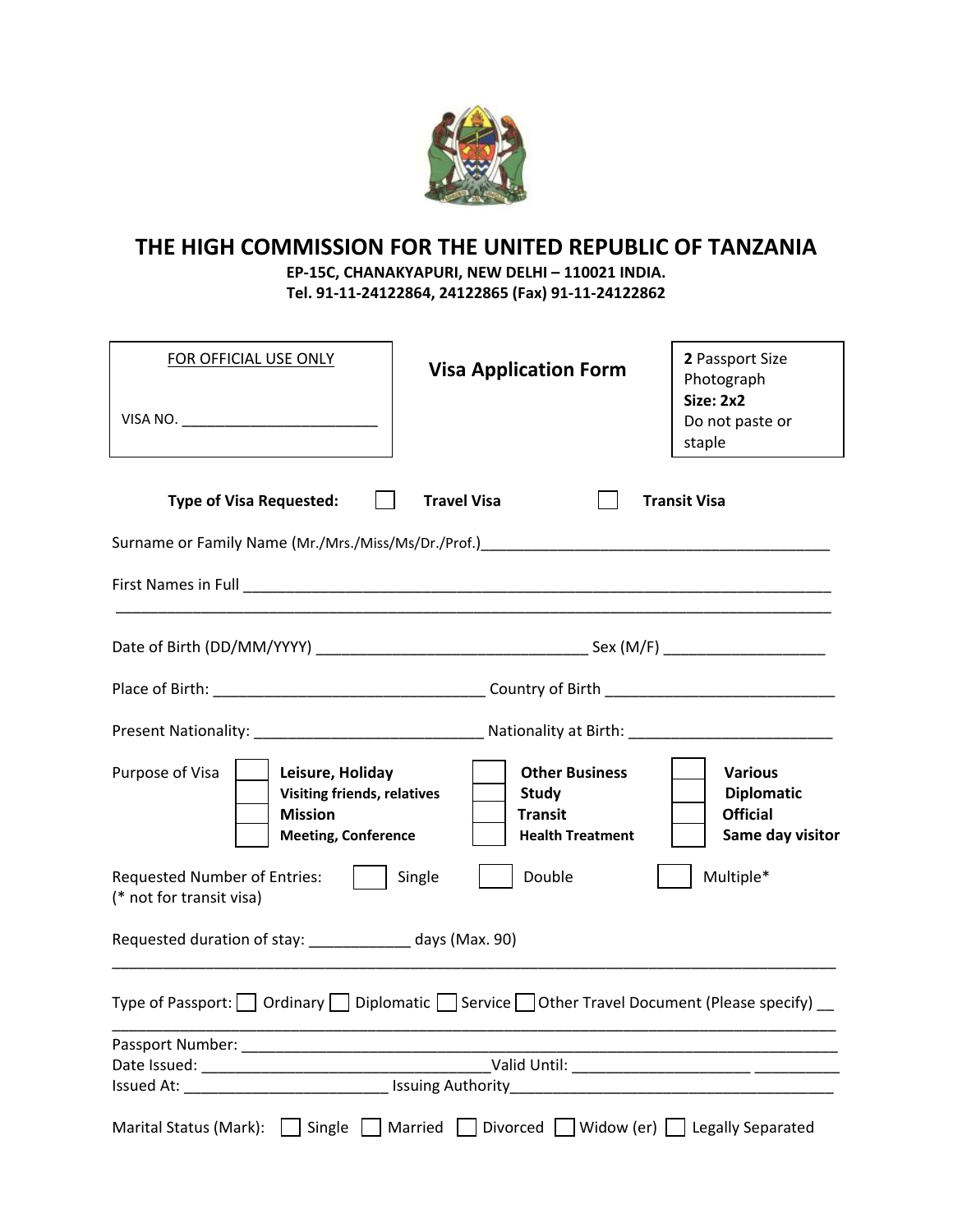# THE HIGH COMMISSION FOR THE UNITED REPUBLIC OF TANZANIA

**EP-15C, CHANAKYAPURI, NEW DELHI – 110021 INDIA.**
**Tel. 91-11-24122864, 24122865 (Fax) 91-11-24122862**

| FOR OFFICIAL USE ONLY<br><br>VISA NO. ________________________ | **Visa Application Form** | **2** Passport Size Photograph<br>**Size: 2x2**<br>Do not paste or staple |
|---|---|---|

**Type of Visa Requested:** ☐ **Travel Visa** ☐ **Transit Visa**

Surname or Family Name (Mr./Mrs./Miss/Ms/Dr./Prof.)__________________________________________

First Names in Full ______________________________________________________________________

_________________________________________________________________________________________

Date of Birth (DD/MM/YYYY) ________________________________ Sex (M/F) ___________________

Place of Birth: ________________________________ Country of Birth __________________________

Present Nationality: __________________________ Nationality at Birth: ________________________

Purpose of Visa

| | | |
|---|---|---|
| ☐ **Leisure, Holiday** | ☐ **Other Business** | ☐ **Various** |
| ☐ **Visiting friends, relatives** | ☐ **Study** | ☐ **Diplomatic** |
| ☐ **Mission** | ☐ **Transit** | ☐ **Official** |
| ☐ **Meeting, Conference** | ☐ **Health Treatment** | ☐ **Same day visitor** |

Requested Number of Entries: ☐ Single ☐ Double ☐ Multiple*
(* not for transit visa)

Requested duration of stay: ____________ days (Max. 90)

_________________________________________________________________________________________

Type of Passport: ☐ Ordinary ☐ Diplomatic ☐ Service ☐ Other Travel Document (Please specify) __

_________________________________________________________________________________________

Passport Number: _________________________________________________________________________

Date Issued: __________________________________Valid Until: _____________________ __________

Issued At: ________________________ Issuing Authority______________________________________

Marital Status (Mark): ☐ Single ☐ Married ☐ Divorced ☐ Widow (er) ☐ Legally Separated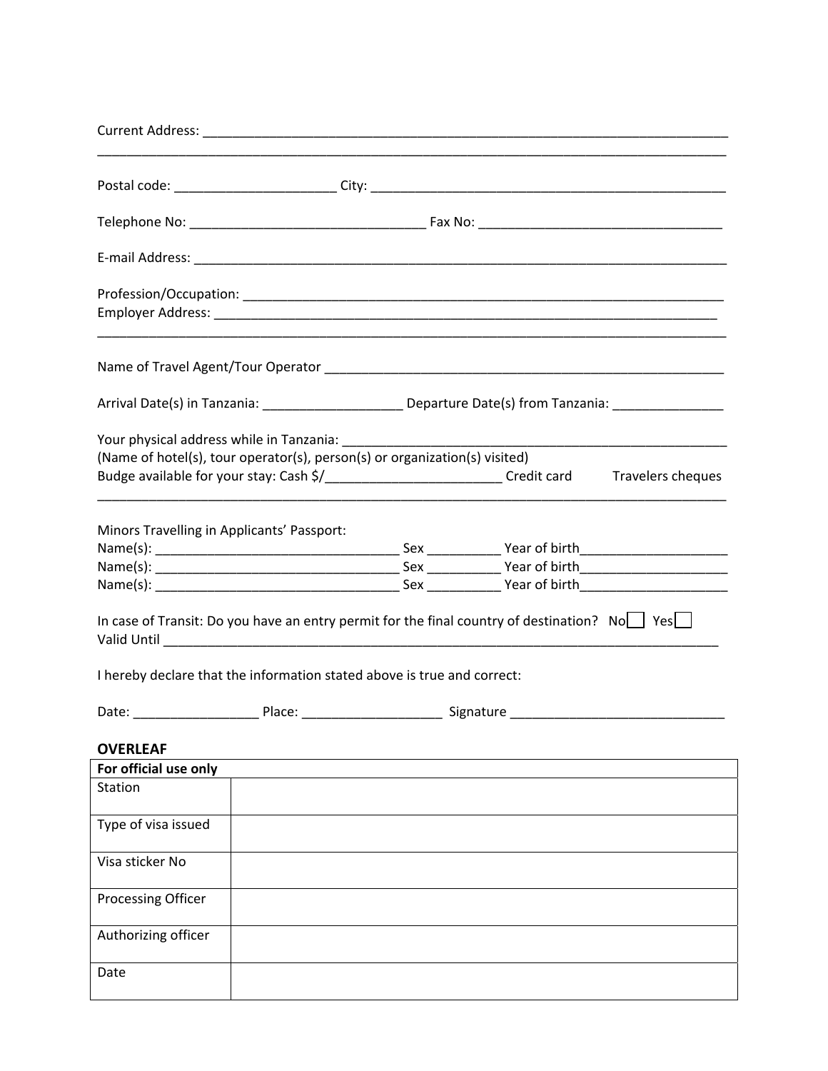Current Address: ___________________________________________________________________________
_____________________________________________________________________________________

Postal code: _____________________ City: ________________________________________________

Telephone No: _______________________________ Fax No: ________________________________

E-mail Address: _______________________________________________________________________

Profession/Occupation: __________________________________________________________________
Employer Address: ____________________________________________________________________
_____________________________________________________________________________________

Name of Travel Agent/Tour Operator _____________________________________________________

Arrival Date(s) in Tanzania: __________________ Departure Date(s) from Tanzania: ______________

Your physical address while in Tanzania: __________________________________________________
(Name of hotel(s), tour operator(s), person(s) or organization(s) visited)
Budge available for your stay: Cash $/_______________________ Credit card Travelers cheques
_____________________________________________________________________________________

Minors Travelling in Applicants' Passport:
Name(s): ________________________________ Sex __________ Year of birth____________________
Name(s): ________________________________ Sex __________ Year of birth____________________
Name(s): ________________________________ Sex __________ Year of birth____________________

In case of Transit: Do you have an entry permit for the final country of destination? No☐ Yes☐
Valid Until ____________________________________________________________________________

I hereby declare that the information stated above is true and correct:

Date: ________________ Place: __________________ Signature _____________________________

**OVERLEAF**

| **For official use only** | |
|---|---|
| Station | |
| Type of visa issued | |
| Visa sticker No | |
| Processing Officer | |
| Authorizing officer | |
| Date | |